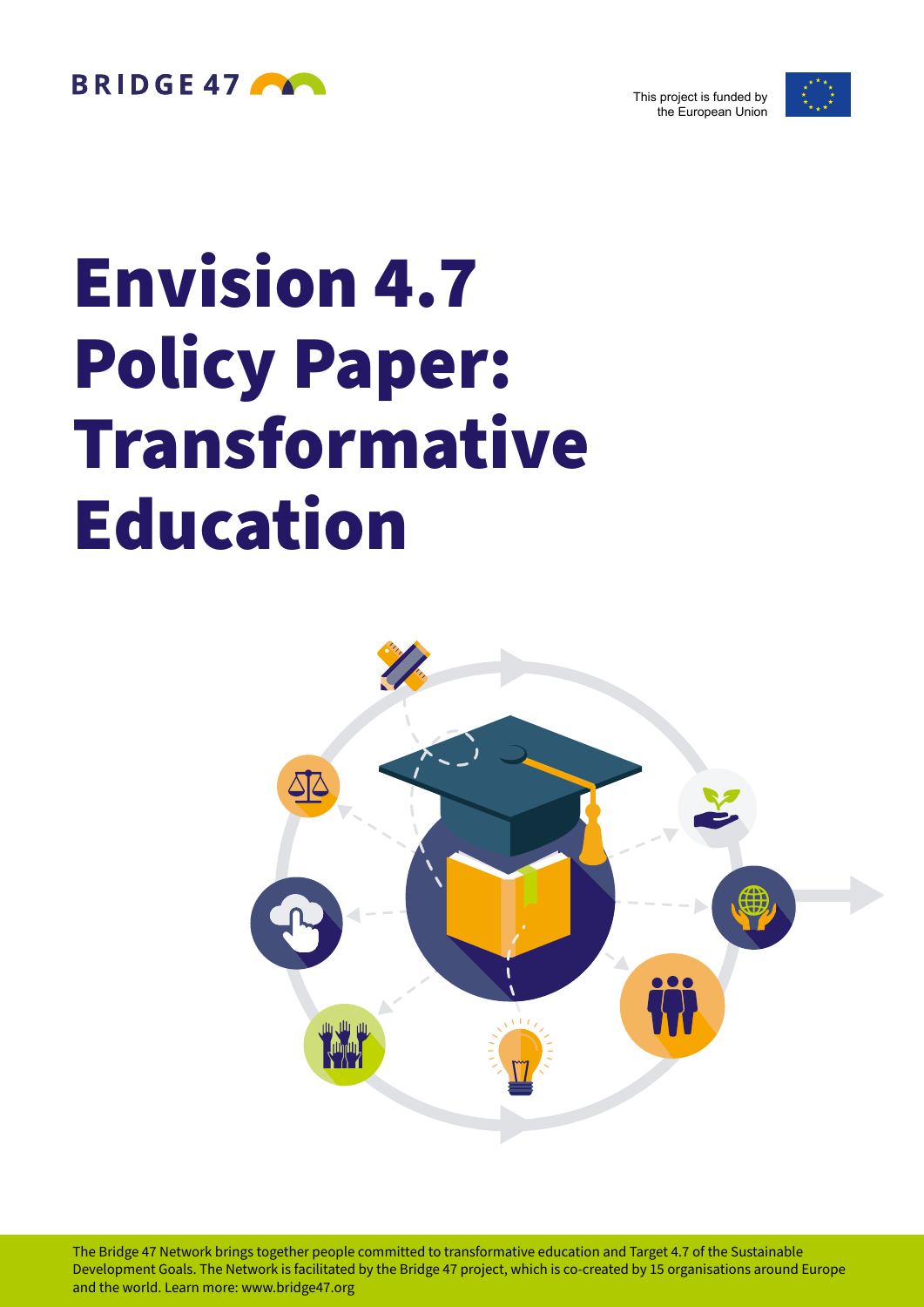BRIDGE 47

This project is funded by the European Union

# Envision 4.7 Policy Paper: Transformative Education

The Bridge 47 Network brings together people committed to transformative education and Target 4.7 of the Sustainable Development Goals. The Network is facilitated by the Bridge 47 project, which is co-created by 15 organisations around Europe and the world. Learn more: www.bridge47.org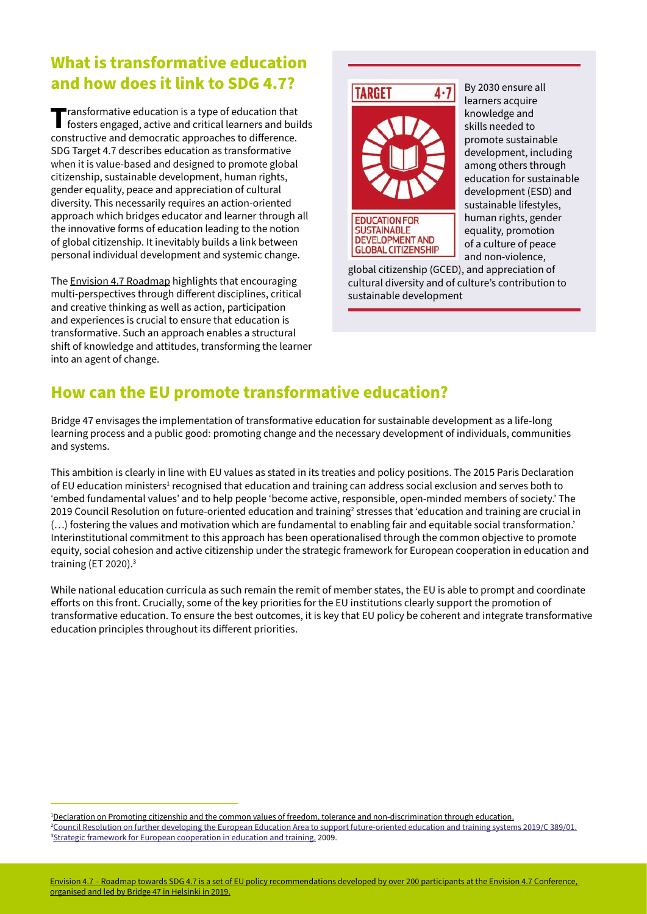## What is transformative education and how does it link to SDG 4.7?

Transformative education is a type of education that fosters engaged, active and critical learners and builds constructive and democratic approaches to difference. SDG Target 4.7 describes education as transformative when it is value-based and designed to promote global citizenship, sustainable development, human rights, gender equality, peace and appreciation of cultural diversity. This necessarily requires an action-oriented approach which bridges educator and learner through all the innovative forms of education leading to the notion of global citizenship. It inevitably builds a link between personal individual development and systemic change.

The Envision 4.7 Roadmap highlights that encouraging multi-perspectives through different disciplines, critical and creative thinking as well as action, participation and experiences is crucial to ensure that education is transformative. Such an approach enables a structural shift of knowledge and attitudes, transforming the learner into an agent of change.

TARGET 4.7

EDUCATION FOR SUSTAINABLE DEVELOPMENT AND GLOBAL CITIZENSHIP

By 2030 ensure all learners acquire knowledge and skills needed to promote sustainable development, including among others through education for sustainable development (ESD) and sustainable lifestyles, human rights, gender equality, promotion of a culture of peace and non-violence, global citizenship (GCED), and appreciation of cultural diversity and of culture's contribution to sustainable development

## How can the EU promote transformative education?

Bridge 47 envisages the implementation of transformative education for sustainable development as a life-long learning process and a public good: promoting change and the necessary development of individuals, communities and systems.

This ambition is clearly in line with EU values as stated in its treaties and policy positions. The 2015 Paris Declaration of EU education ministers[1] recognised that education and training can address social exclusion and serves both to 'embed fundamental values' and to help people 'become active, responsible, open-minded members of society.' The 2019 Council Resolution on future-oriented education and training[2] stresses that 'education and training are crucial in (…) fostering the values and motivation which are fundamental to enabling fair and equitable social transformation.' Interinstitutional commitment to this approach has been operationalised through the common objective to promote equity, social cohesion and active citizenship under the strategic framework for European cooperation in education and training (ET 2020).[3]

While national education curricula as such remain the remit of member states, the EU is able to prompt and coordinate efforts on this front. Crucially, some of the key priorities for the EU institutions clearly support the promotion of transformative education. To ensure the best outcomes, it is key that EU policy be coherent and integrate transformative education principles throughout its different priorities.

---

[1] Declaration on Promoting citizenship and the common values of freedom, tolerance and non-discrimination through education.

[2] Council Resolution on further developing the European Education Area to support future-oriented education and training systems 2019/C 389/01.

[3] Strategic framework for European cooperation in education and training, 2009.

Envision 4.7 – Roadmap towards SDG 4.7 is a set of EU policy recommendations developed by over 200 participants at the Envision 4.7 Conference, organised and led by Bridge 47 in Helsinki in 2019.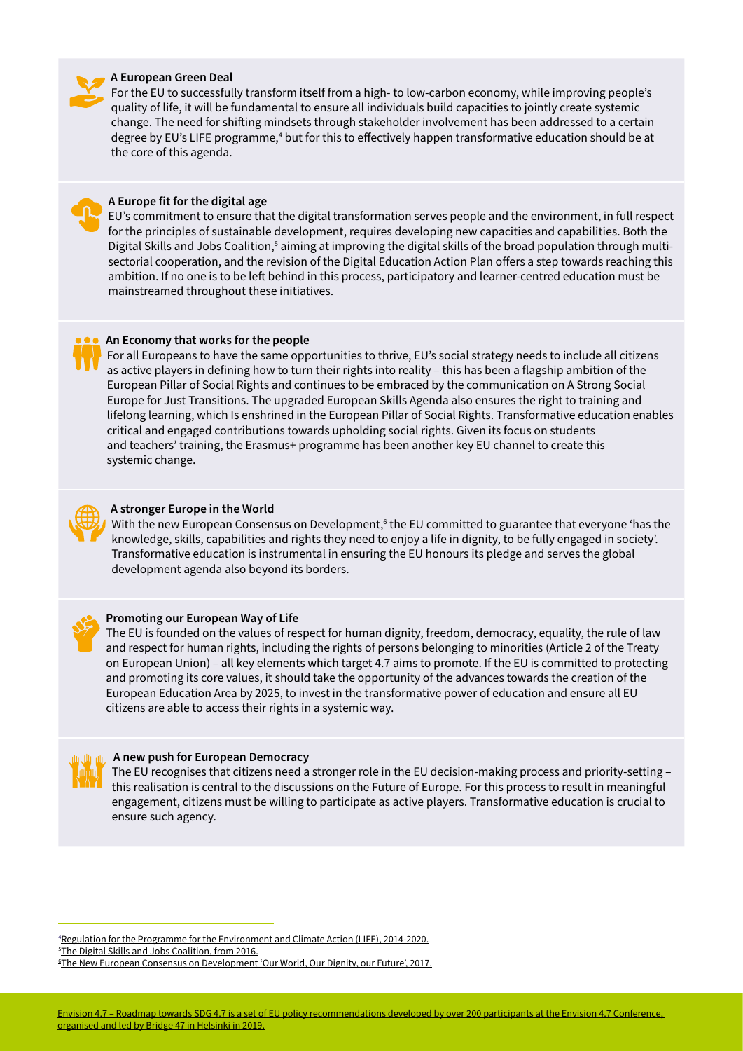### A European Green Deal

For the EU to successfully transform itself from a high- to low-carbon economy, while improving people's quality of life, it will be fundamental to ensure all individuals build capacities to jointly create systemic change. The need for shifting mindsets through stakeholder involvement has been addressed to a certain degree by EU's LIFE programme,[4] but for this to effectively happen transformative education should be at the core of this agenda.

### A Europe fit for the digital age

EU's commitment to ensure that the digital transformation serves people and the environment, in full respect for the principles of sustainable development, requires developing new capacities and capabilities. Both the Digital Skills and Jobs Coalition,[5] aiming at improving the digital skills of the broad population through multi-sectorial cooperation, and the revision of the Digital Education Action Plan offers a step towards reaching this ambition. If no one is to be left behind in this process, participatory and learner-centred education must be mainstreamed throughout these initiatives.

### An Economy that works for the people

For all Europeans to have the same opportunities to thrive, EU's social strategy needs to include all citizens as active players in defining how to turn their rights into reality – this has been a flagship ambition of the European Pillar of Social Rights and continues to be embraced by the communication on A Strong Social Europe for Just Transitions. The upgraded European Skills Agenda also ensures the right to training and lifelong learning, which Is enshrined in the European Pillar of Social Rights. Transformative education enables critical and engaged contributions towards upholding social rights. Given its focus on students and teachers' training, the Erasmus+ programme has been another key EU channel to create this systemic change.

### A stronger Europe in the World

With the new European Consensus on Development,[6] the EU committed to guarantee that everyone 'has the knowledge, skills, capabilities and rights they need to enjoy a life in dignity, to be fully engaged in society'. Transformative education is instrumental in ensuring the EU honours its pledge and serves the global development agenda also beyond its borders.

### Promoting our European Way of Life

The EU is founded on the values of respect for human dignity, freedom, democracy, equality, the rule of law and respect for human rights, including the rights of persons belonging to minorities (Article 2 of the Treaty on European Union) – all key elements which target 4.7 aims to promote. If the EU is committed to protecting and promoting its core values, it should take the opportunity of the advances towards the creation of the European Education Area by 2025, to invest in the transformative power of education and ensure all EU citizens are able to access their rights in a systemic way.

### A new push for European Democracy

The EU recognises that citizens need a stronger role in the EU decision-making process and priority-setting – this realisation is central to the discussions on the Future of Europe. For this process to result in meaningful engagement, citizens must be willing to participate as active players. Transformative education is crucial to ensure such agency.

---

[4] Regulation for the Programme for the Environment and Climate Action (LIFE), 2014-2020.

[5] The Digital Skills and Jobs Coalition, from 2016.

[6] The New European Consensus on Development 'Our World, Our Dignity, our Future', 2017.

Envision 4.7 – Roadmap towards SDG 4.7 is a set of EU policy recommendations developed by over 200 participants at the Envision 4.7 Conference, organised and led by Bridge 47 in Helsinki in 2019.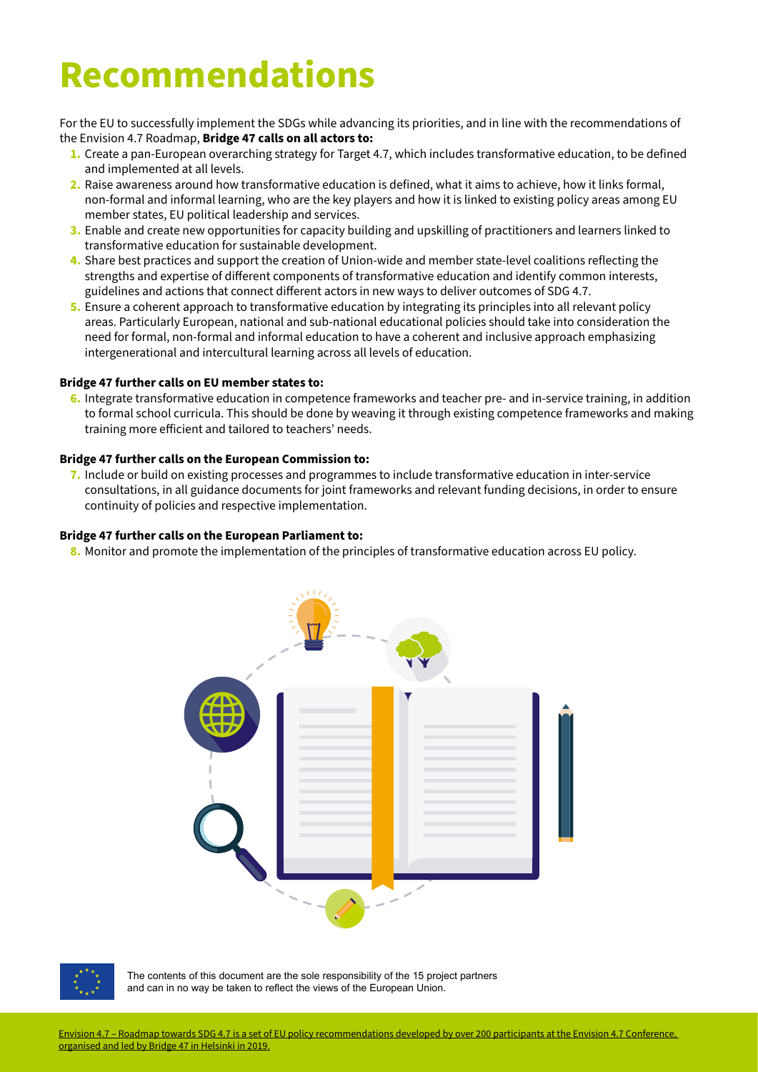# Recommendations

For the EU to successfully implement the SDGs while advancing its priorities, and in line with the recommendations of the Envision 4.7 Roadmap, **Bridge 47 calls on all actors to:**

1. Create a pan-European overarching strategy for Target 4.7, which includes transformative education, to be defined and implemented at all levels.
2. Raise awareness around how transformative education is defined, what it aims to achieve, how it links formal, non-formal and informal learning, who are the key players and how it is linked to existing policy areas among EU member states, EU political leadership and services.
3. Enable and create new opportunities for capacity building and upskilling of practitioners and learners linked to transformative education for sustainable development.
4. Share best practices and support the creation of Union-wide and member state-level coalitions reflecting the strengths and expertise of different components of transformative education and identify common interests, guidelines and actions that connect different actors in new ways to deliver outcomes of SDG 4.7.
5. Ensure a coherent approach to transformative education by integrating its principles into all relevant policy areas. Particularly European, national and sub-national educational policies should take into consideration the need for formal, non-formal and informal education to have a coherent and inclusive approach emphasizing intergenerational and intercultural learning across all levels of education.

**Bridge 47 further calls on EU member states to:**

6. Integrate transformative education in competence frameworks and teacher pre- and in-service training, in addition to formal school curricula. This should be done by weaving it through existing competence frameworks and making training more efficient and tailored to teachers' needs.

**Bridge 47 further calls on the European Commission to:**

7. Include or build on existing processes and programmes to include transformative education in inter-service consultations, in all guidance documents for joint frameworks and relevant funding decisions, in order to ensure continuity of policies and respective implementation.

**Bridge 47 further calls on the European Parliament to:**

8. Monitor and promote the implementation of the principles of transformative education across EU policy.

The contents of this document are the sole responsibility of the 15 project partners and can in no way be taken to reflect the views of the European Union.

Envision 4.7 – Roadmap towards SDG 4.7 is a set of EU policy recommendations developed by over 200 participants at the Envision 4.7 Conference, organised and led by Bridge 47 in Helsinki in 2019.